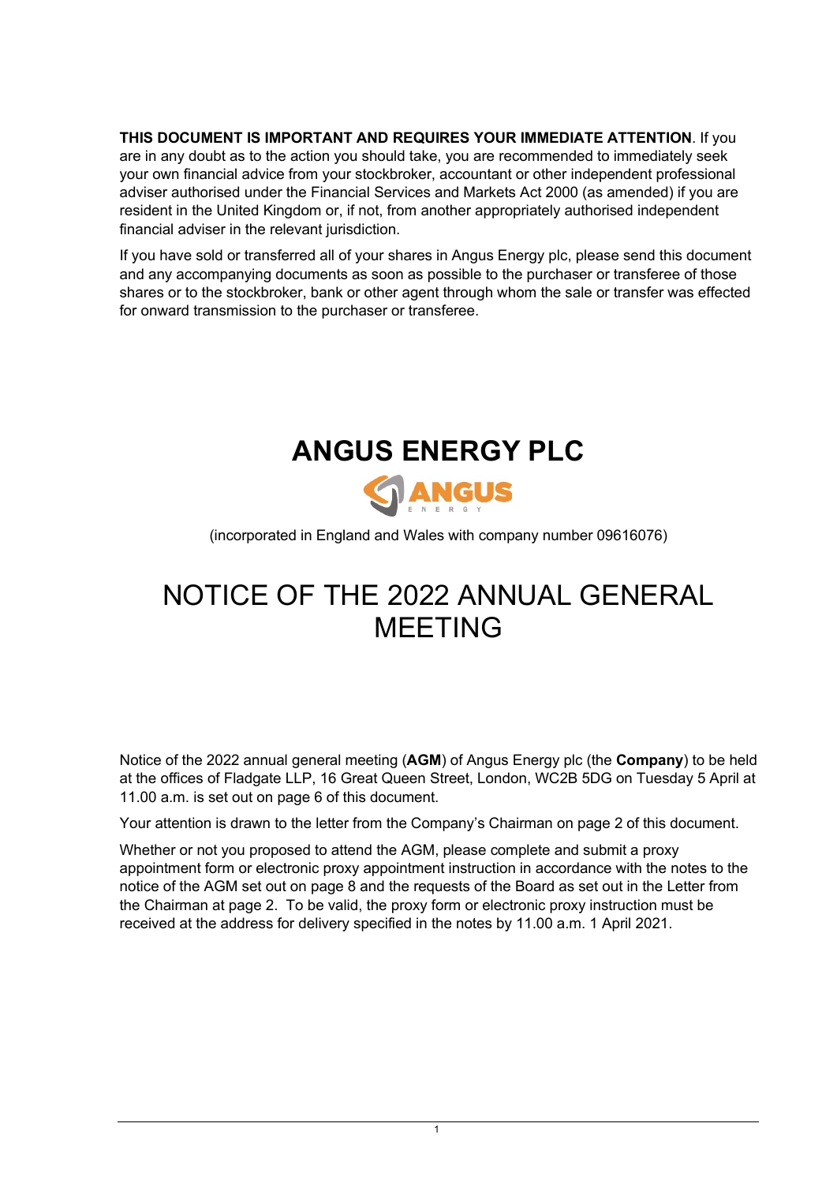**THIS DOCUMENT IS IMPORTANT AND REQUIRES YOUR IMMEDIATE ATTENTION**. If you are in any doubt as to the action you should take, you are recommended to immediately seek your own financial advice from your stockbroker, accountant or other independent professional adviser authorised under the Financial Services and Markets Act 2000 (as amended) if you are resident in the United Kingdom or, if not, from another appropriately authorised independent financial adviser in the relevant jurisdiction.

If you have sold or transferred all of your shares in Angus Energy plc, please send this document and any accompanying documents as soon as possible to the purchaser or transferee of those shares or to the stockbroker, bank or other agent through whom the sale or transfer was effected for onward transmission to the purchaser or transferee.

# ANGUS ENERGY PLC

ANGUS ENERGY

(incorporated in England and Wales with company number 09616076)

# NOTICE OF THE 2022 ANNUAL GENERAL MEETING

Notice of the 2022 annual general meeting (**AGM**) of Angus Energy plc (the **Company**) to be held at the offices of Fladgate LLP, 16 Great Queen Street, London, WC2B 5DG on Tuesday 5 April at 11.00 a.m. is set out on page 6 of this document.

Your attention is drawn to the letter from the Company's Chairman on page 2 of this document.

Whether or not you proposed to attend the AGM, please complete and submit a proxy appointment form or electronic proxy appointment instruction in accordance with the notes to the notice of the AGM set out on page 8 and the requests of the Board as set out in the Letter from the Chairman at page 2. To be valid, the proxy form or electronic proxy instruction must be received at the address for delivery specified in the notes by 11.00 a.m. 1 April 2021.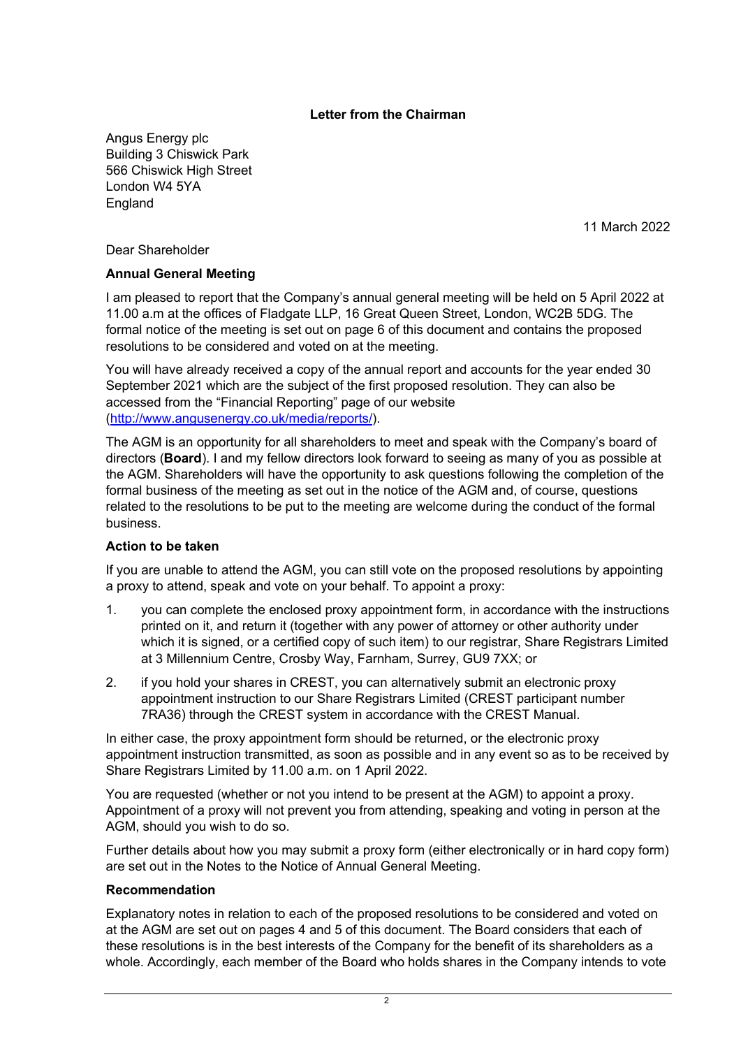**Letter from the Chairman**

Angus Energy plc
Building 3 Chiswick Park
566 Chiswick High Street
London W4 5YA
England

11 March 2022

Dear Shareholder

**Annual General Meeting**

I am pleased to report that the Company's annual general meeting will be held on 5 April 2022 at 11.00 a.m at the offices of Fladgate LLP, 16 Great Queen Street, London, WC2B 5DG. The formal notice of the meeting is set out on page 6 of this document and contains the proposed resolutions to be considered and voted on at the meeting.

You will have already received a copy of the annual report and accounts for the year ended 30 September 2021 which are the subject of the first proposed resolution. They can also be accessed from the "Financial Reporting" page of our website (http://www.angusenergy.co.uk/media/reports/).

The AGM is an opportunity for all shareholders to meet and speak with the Company's board of directors (**Board**). I and my fellow directors look forward to seeing as many of you as possible at the AGM. Shareholders will have the opportunity to ask questions following the completion of the formal business of the meeting as set out in the notice of the AGM and, of course, questions related to the resolutions to be put to the meeting are welcome during the conduct of the formal business.

**Action to be taken**

If you are unable to attend the AGM, you can still vote on the proposed resolutions by appointing a proxy to attend, speak and vote on your behalf. To appoint a proxy:

1. you can complete the enclosed proxy appointment form, in accordance with the instructions printed on it, and return it (together with any power of attorney or other authority under which it is signed, or a certified copy of such item) to our registrar, Share Registrars Limited at 3 Millennium Centre, Crosby Way, Farnham, Surrey, GU9 7XX; or
2. if you hold your shares in CREST, you can alternatively submit an electronic proxy appointment instruction to our Share Registrars Limited (CREST participant number 7RA36) through the CREST system in accordance with the CREST Manual.

In either case, the proxy appointment form should be returned, or the electronic proxy appointment instruction transmitted, as soon as possible and in any event so as to be received by Share Registrars Limited by 11.00 a.m. on 1 April 2022.

You are requested (whether or not you intend to be present at the AGM) to appoint a proxy. Appointment of a proxy will not prevent you from attending, speaking and voting in person at the AGM, should you wish to do so.

Further details about how you may submit a proxy form (either electronically or in hard copy form) are set out in the Notes to the Notice of Annual General Meeting.

**Recommendation**

Explanatory notes in relation to each of the proposed resolutions to be considered and voted on at the AGM are set out on pages 4 and 5 of this document. The Board considers that each of these resolutions is in the best interests of the Company for the benefit of its shareholders as a whole. Accordingly, each member of the Board who holds shares in the Company intends to vote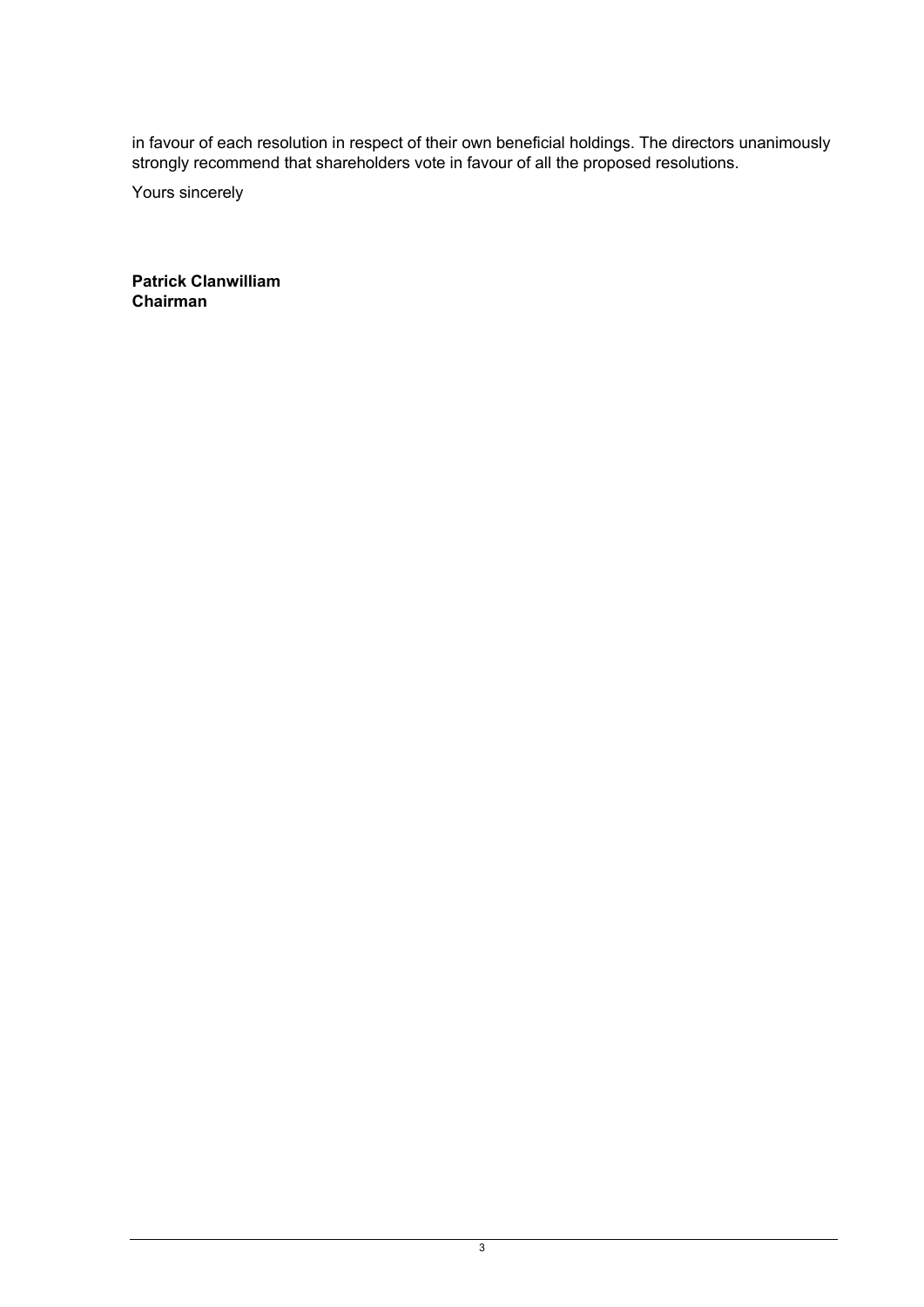in favour of each resolution in respect of their own beneficial holdings. The directors unanimously strongly recommend that shareholders vote in favour of all the proposed resolutions.

Yours sincerely

**Patrick Clanwilliam**
**Chairman**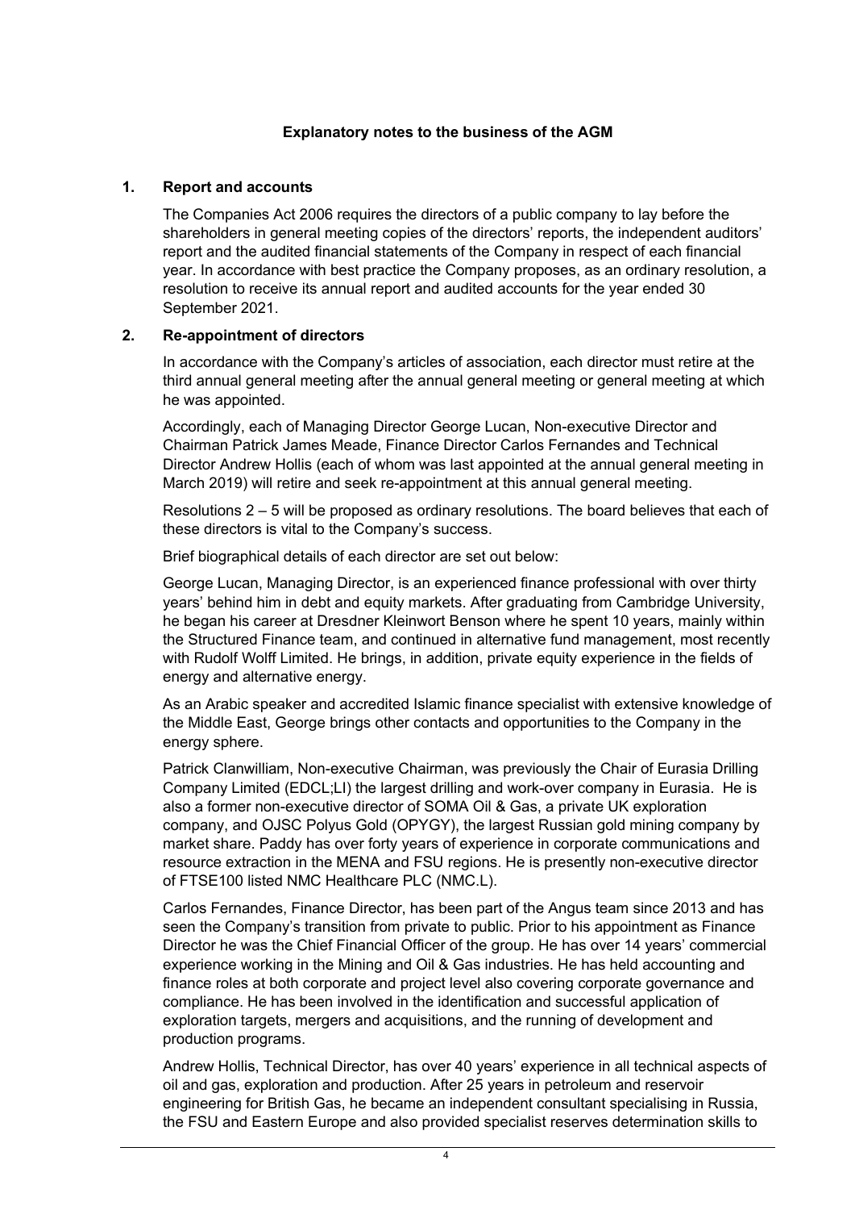## Explanatory notes to the business of the AGM

### 1. Report and accounts

The Companies Act 2006 requires the directors of a public company to lay before the shareholders in general meeting copies of the directors' reports, the independent auditors' report and the audited financial statements of the Company in respect of each financial year. In accordance with best practice the Company proposes, as an ordinary resolution, a resolution to receive its annual report and audited accounts for the year ended 30 September 2021.

### 2. Re-appointment of directors

In accordance with the Company's articles of association, each director must retire at the third annual general meeting after the annual general meeting or general meeting at which he was appointed.

Accordingly, each of Managing Director George Lucan, Non-executive Director and Chairman Patrick James Meade, Finance Director Carlos Fernandes and Technical Director Andrew Hollis (each of whom was last appointed at the annual general meeting in March 2019) will retire and seek re-appointment at this annual general meeting.

Resolutions 2 – 5 will be proposed as ordinary resolutions. The board believes that each of these directors is vital to the Company's success.

Brief biographical details of each director are set out below:

George Lucan, Managing Director, is an experienced finance professional with over thirty years' behind him in debt and equity markets. After graduating from Cambridge University, he began his career at Dresdner Kleinwort Benson where he spent 10 years, mainly within the Structured Finance team, and continued in alternative fund management, most recently with Rudolf Wolff Limited. He brings, in addition, private equity experience in the fields of energy and alternative energy.

As an Arabic speaker and accredited Islamic finance specialist with extensive knowledge of the Middle East, George brings other contacts and opportunities to the Company in the energy sphere.

Patrick Clanwilliam, Non-executive Chairman, was previously the Chair of Eurasia Drilling Company Limited (EDCL;LI) the largest drilling and work-over company in Eurasia. He is also a former non-executive director of SOMA Oil & Gas, a private UK exploration company, and OJSC Polyus Gold (OPYGY), the largest Russian gold mining company by market share. Paddy has over forty years of experience in corporate communications and resource extraction in the MENA and FSU regions. He is presently non-executive director of FTSE100 listed NMC Healthcare PLC (NMC.L).

Carlos Fernandes, Finance Director, has been part of the Angus team since 2013 and has seen the Company's transition from private to public. Prior to his appointment as Finance Director he was the Chief Financial Officer of the group. He has over 14 years' commercial experience working in the Mining and Oil & Gas industries. He has held accounting and finance roles at both corporate and project level also covering corporate governance and compliance. He has been involved in the identification and successful application of exploration targets, mergers and acquisitions, and the running of development and production programs.

Andrew Hollis, Technical Director, has over 40 years' experience in all technical aspects of oil and gas, exploration and production. After 25 years in petroleum and reservoir engineering for British Gas, he became an independent consultant specialising in Russia, the FSU and Eastern Europe and also provided specialist reserves determination skills to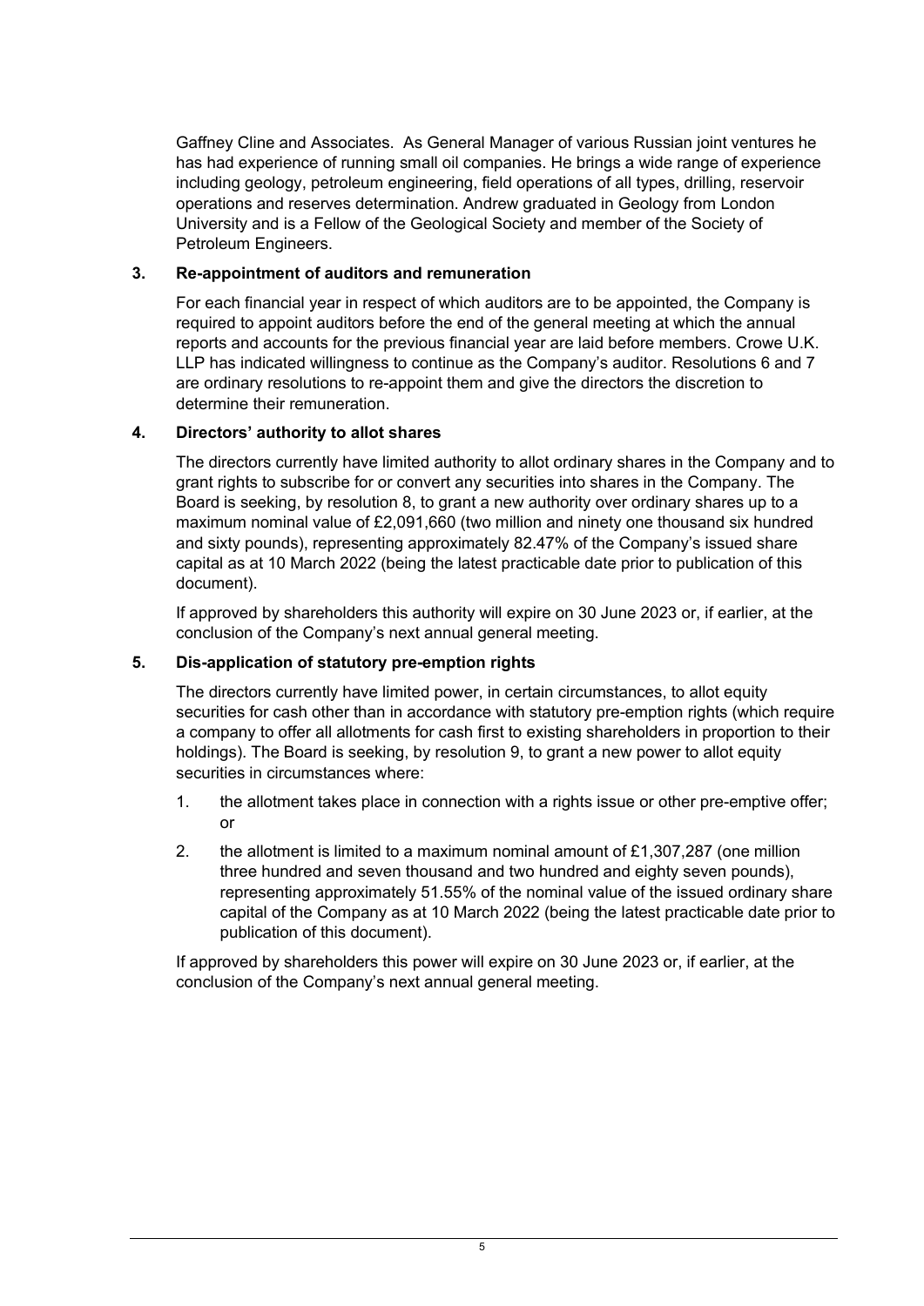Gaffney Cline and Associates. As General Manager of various Russian joint ventures he has had experience of running small oil companies. He brings a wide range of experience including geology, petroleum engineering, field operations of all types, drilling, reservoir operations and reserves determination. Andrew graduated in Geology from London University and is a Fellow of the Geological Society and member of the Society of Petroleum Engineers.

### 3. Re-appointment of auditors and remuneration

For each financial year in respect of which auditors are to be appointed, the Company is required to appoint auditors before the end of the general meeting at which the annual reports and accounts for the previous financial year are laid before members. Crowe U.K. LLP has indicated willingness to continue as the Company's auditor. Resolutions 6 and 7 are ordinary resolutions to re-appoint them and give the directors the discretion to determine their remuneration.

### 4. Directors' authority to allot shares

The directors currently have limited authority to allot ordinary shares in the Company and to grant rights to subscribe for or convert any securities into shares in the Company. The Board is seeking, by resolution 8, to grant a new authority over ordinary shares up to a maximum nominal value of £2,091,660 (two million and ninety one thousand six hundred and sixty pounds), representing approximately 82.47% of the Company's issued share capital as at 10 March 2022 (being the latest practicable date prior to publication of this document).

If approved by shareholders this authority will expire on 30 June 2023 or, if earlier, at the conclusion of the Company's next annual general meeting.

### 5. Dis-application of statutory pre-emption rights

The directors currently have limited power, in certain circumstances, to allot equity securities for cash other than in accordance with statutory pre-emption rights (which require a company to offer all allotments for cash first to existing shareholders in proportion to their holdings). The Board is seeking, by resolution 9, to grant a new power to allot equity securities in circumstances where:

1. the allotment takes place in connection with a rights issue or other pre-emptive offer; or
2. the allotment is limited to a maximum nominal amount of £1,307,287 (one million three hundred and seven thousand and two hundred and eighty seven pounds), representing approximately 51.55% of the nominal value of the issued ordinary share capital of the Company as at 10 March 2022 (being the latest practicable date prior to publication of this document).

If approved by shareholders this power will expire on 30 June 2023 or, if earlier, at the conclusion of the Company's next annual general meeting.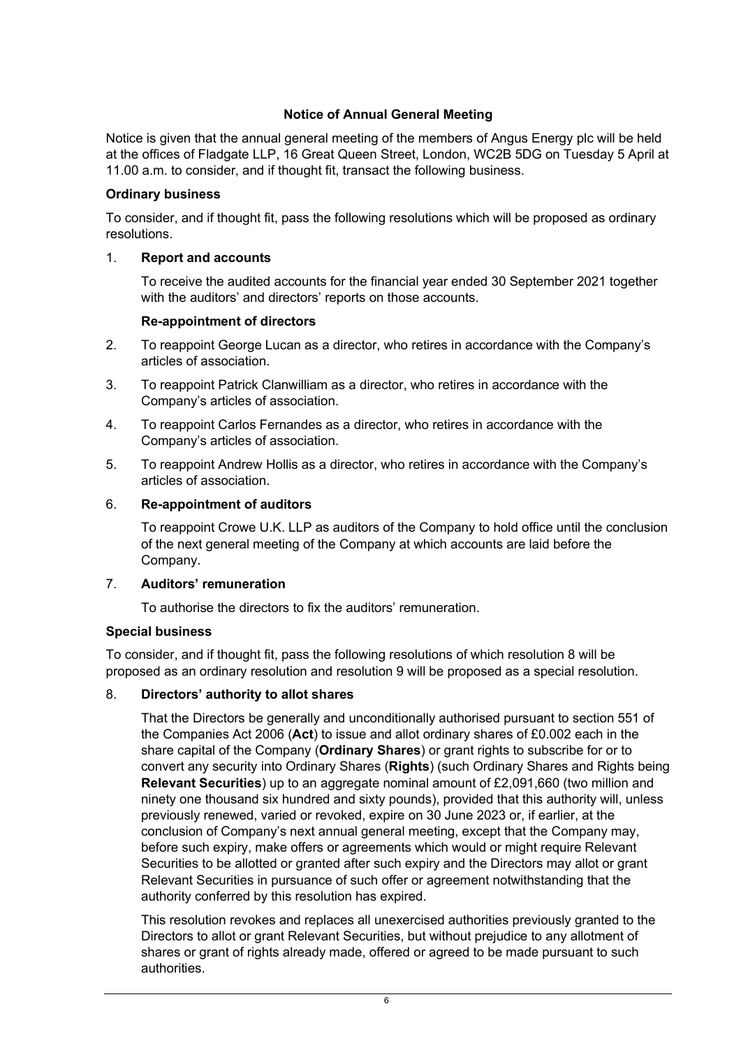## Notice of Annual General Meeting

Notice is given that the annual general meeting of the members of Angus Energy plc will be held at the offices of Fladgate LLP, 16 Great Queen Street, London, WC2B 5DG on Tuesday 5 April at 11.00 a.m. to consider, and if thought fit, transact the following business.

### Ordinary business

To consider, and if thought fit, pass the following resolutions which will be proposed as ordinary resolutions.

1. **Report and accounts**

   To receive the audited accounts for the financial year ended 30 September 2021 together with the auditors' and directors' reports on those accounts.

   **Re-appointment of directors**

2. To reappoint George Lucan as a director, who retires in accordance with the Company's articles of association.
3. To reappoint Patrick Clanwilliam as a director, who retires in accordance with the Company's articles of association.
4. To reappoint Carlos Fernandes as a director, who retires in accordance with the Company's articles of association.
5. To reappoint Andrew Hollis as a director, who retires in accordance with the Company's articles of association.
6. **Re-appointment of auditors**

   To reappoint Crowe U.K. LLP as auditors of the Company to hold office until the conclusion of the next general meeting of the Company at which accounts are laid before the Company.

7. **Auditors' remuneration**

   To authorise the directors to fix the auditors' remuneration.

### Special business

To consider, and if thought fit, pass the following resolutions of which resolution 8 will be proposed as an ordinary resolution and resolution 9 will be proposed as a special resolution.

8. **Directors' authority to allot shares**

   That the Directors be generally and unconditionally authorised pursuant to section 551 of the Companies Act 2006 (**Act**) to issue and allot ordinary shares of £0.002 each in the share capital of the Company (**Ordinary Shares**) or grant rights to subscribe for or to convert any security into Ordinary Shares (**Rights**) (such Ordinary Shares and Rights being **Relevant Securities**) up to an aggregate nominal amount of £2,091,660 (two million and ninety one thousand six hundred and sixty pounds), provided that this authority will, unless previously renewed, varied or revoked, expire on 30 June 2023 or, if earlier, at the conclusion of Company's next annual general meeting, except that the Company may, before such expiry, make offers or agreements which would or might require Relevant Securities to be allotted or granted after such expiry and the Directors may allot or grant Relevant Securities in pursuance of such offer or agreement notwithstanding that the authority conferred by this resolution has expired.

   This resolution revokes and replaces all unexercised authorities previously granted to the Directors to allot or grant Relevant Securities, but without prejudice to any allotment of shares or grant of rights already made, offered or agreed to be made pursuant to such authorities.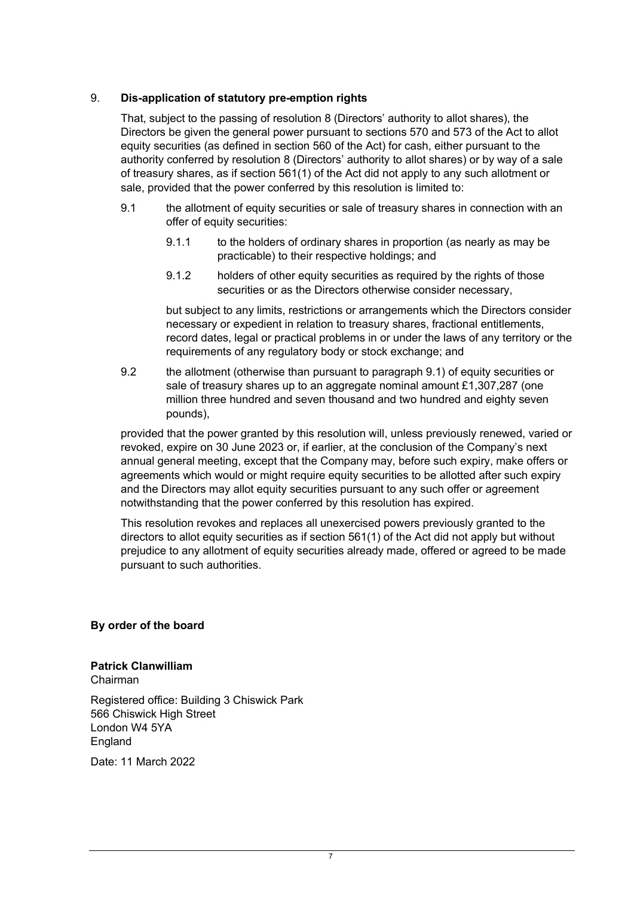## 9. Dis-application of statutory pre-emption rights

That, subject to the passing of resolution 8 (Directors' authority to allot shares), the Directors be given the general power pursuant to sections 570 and 573 of the Act to allot equity securities (as defined in section 560 of the Act) for cash, either pursuant to the authority conferred by resolution 8 (Directors' authority to allot shares) or by way of a sale of treasury shares, as if section 561(1) of the Act did not apply to any such allotment or sale, provided that the power conferred by this resolution is limited to:

9.1 the allotment of equity securities or sale of treasury shares in connection with an offer of equity securities:

9.1.1 to the holders of ordinary shares in proportion (as nearly as may be practicable) to their respective holdings; and

9.1.2 holders of other equity securities as required by the rights of those securities or as the Directors otherwise consider necessary,

but subject to any limits, restrictions or arrangements which the Directors consider necessary or expedient in relation to treasury shares, fractional entitlements, record dates, legal or practical problems in or under the laws of any territory or the requirements of any regulatory body or stock exchange; and

9.2 the allotment (otherwise than pursuant to paragraph 9.1) of equity securities or sale of treasury shares up to an aggregate nominal amount £1,307,287 (one million three hundred and seven thousand and two hundred and eighty seven pounds),

provided that the power granted by this resolution will, unless previously renewed, varied or revoked, expire on 30 June 2023 or, if earlier, at the conclusion of the Company's next annual general meeting, except that the Company may, before such expiry, make offers or agreements which would or might require equity securities to be allotted after such expiry and the Directors may allot equity securities pursuant to any such offer or agreement notwithstanding that the power conferred by this resolution has expired.

This resolution revokes and replaces all unexercised powers previously granted to the directors to allot equity securities as if section 561(1) of the Act did not apply but without prejudice to any allotment of equity securities already made, offered or agreed to be made pursuant to such authorities.

**By order of the board**

**Patrick Clanwilliam**
Chairman

Registered office: Building 3 Chiswick Park
566 Chiswick High Street
London W4 5YA
England

Date: 11 March 2022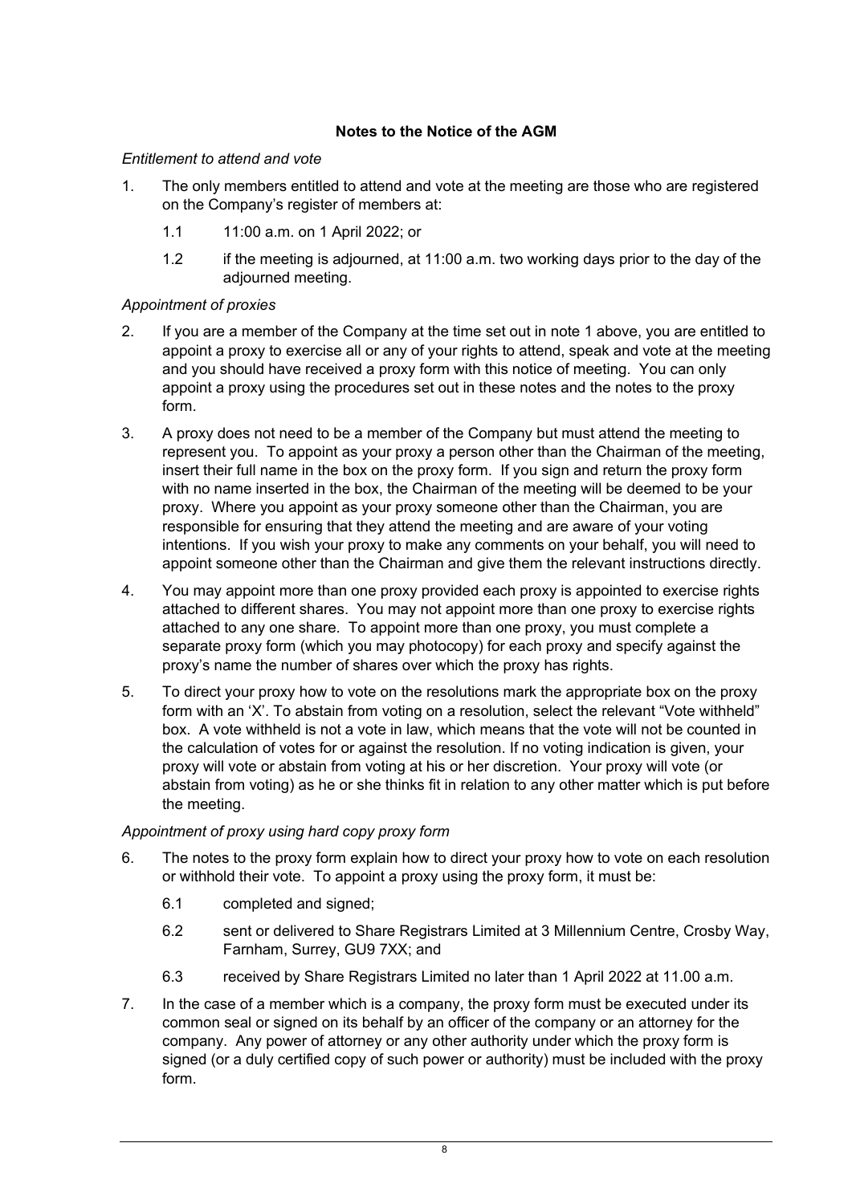## Notes to the Notice of the AGM

*Entitlement to attend and vote*

1. The only members entitled to attend and vote at the meeting are those who are registered on the Company's register of members at:

   1.1 11:00 a.m. on 1 April 2022; or

   1.2 if the meeting is adjourned, at 11:00 a.m. two working days prior to the day of the adjourned meeting.

*Appointment of proxies*

2. If you are a member of the Company at the time set out in note 1 above, you are entitled to appoint a proxy to exercise all or any of your rights to attend, speak and vote at the meeting and you should have received a proxy form with this notice of meeting. You can only appoint a proxy using the procedures set out in these notes and the notes to the proxy form.

3. A proxy does not need to be a member of the Company but must attend the meeting to represent you. To appoint as your proxy a person other than the Chairman of the meeting, insert their full name in the box on the proxy form. If you sign and return the proxy form with no name inserted in the box, the Chairman of the meeting will be deemed to be your proxy. Where you appoint as your proxy someone other than the Chairman, you are responsible for ensuring that they attend the meeting and are aware of your voting intentions. If you wish your proxy to make any comments on your behalf, you will need to appoint someone other than the Chairman and give them the relevant instructions directly.

4. You may appoint more than one proxy provided each proxy is appointed to exercise rights attached to different shares. You may not appoint more than one proxy to exercise rights attached to any one share. To appoint more than one proxy, you must complete a separate proxy form (which you may photocopy) for each proxy and specify against the proxy's name the number of shares over which the proxy has rights.

5. To direct your proxy how to vote on the resolutions mark the appropriate box on the proxy form with an 'X'. To abstain from voting on a resolution, select the relevant "Vote withheld" box. A vote withheld is not a vote in law, which means that the vote will not be counted in the calculation of votes for or against the resolution. If no voting indication is given, your proxy will vote or abstain from voting at his or her discretion. Your proxy will vote (or abstain from voting) as he or she thinks fit in relation to any other matter which is put before the meeting.

*Appointment of proxy using hard copy proxy form*

6. The notes to the proxy form explain how to direct your proxy how to vote on each resolution or withhold their vote. To appoint a proxy using the proxy form, it must be:

   6.1 completed and signed;

   6.2 sent or delivered to Share Registrars Limited at 3 Millennium Centre, Crosby Way, Farnham, Surrey, GU9 7XX; and

   6.3 received by Share Registrars Limited no later than 1 April 2022 at 11.00 a.m.

7. In the case of a member which is a company, the proxy form must be executed under its common seal or signed on its behalf by an officer of the company or an attorney for the company. Any power of attorney or any other authority under which the proxy form is signed (or a duly certified copy of such power or authority) must be included with the proxy form.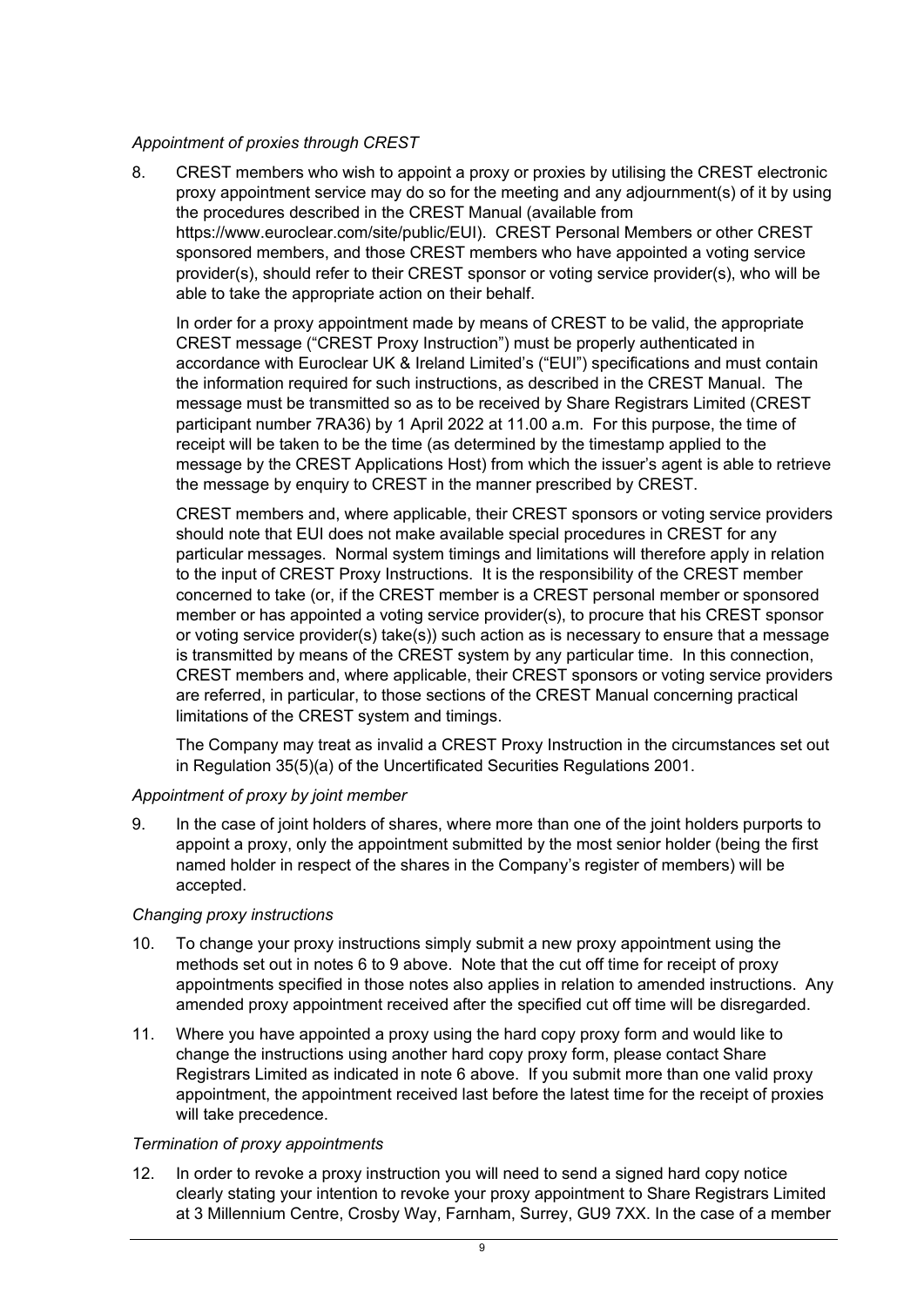*Appointment of proxies through CREST*

8. CREST members who wish to appoint a proxy or proxies by utilising the CREST electronic proxy appointment service may do so for the meeting and any adjournment(s) of it by using the procedures described in the CREST Manual (available from https://www.euroclear.com/site/public/EUI). CREST Personal Members or other CREST sponsored members, and those CREST members who have appointed a voting service provider(s), should refer to their CREST sponsor or voting service provider(s), who will be able to take the appropriate action on their behalf.

   In order for a proxy appointment made by means of CREST to be valid, the appropriate CREST message ("CREST Proxy Instruction") must be properly authenticated in accordance with Euroclear UK & Ireland Limited's ("EUI") specifications and must contain the information required for such instructions, as described in the CREST Manual. The message must be transmitted so as to be received by Share Registrars Limited (CREST participant number 7RA36) by 1 April 2022 at 11.00 a.m. For this purpose, the time of receipt will be taken to be the time (as determined by the timestamp applied to the message by the CREST Applications Host) from which the issuer's agent is able to retrieve the message by enquiry to CREST in the manner prescribed by CREST.

   CREST members and, where applicable, their CREST sponsors or voting service providers should note that EUI does not make available special procedures in CREST for any particular messages. Normal system timings and limitations will therefore apply in relation to the input of CREST Proxy Instructions. It is the responsibility of the CREST member concerned to take (or, if the CREST member is a CREST personal member or sponsored member or has appointed a voting service provider(s), to procure that his CREST sponsor or voting service provider(s) take(s)) such action as is necessary to ensure that a message is transmitted by means of the CREST system by any particular time. In this connection, CREST members and, where applicable, their CREST sponsors or voting service providers are referred, in particular, to those sections of the CREST Manual concerning practical limitations of the CREST system and timings.

   The Company may treat as invalid a CREST Proxy Instruction in the circumstances set out in Regulation 35(5)(a) of the Uncertificated Securities Regulations 2001.

*Appointment of proxy by joint member*

9. In the case of joint holders of shares, where more than one of the joint holders purports to appoint a proxy, only the appointment submitted by the most senior holder (being the first named holder in respect of the shares in the Company's register of members) will be accepted.

*Changing proxy instructions*

10. To change your proxy instructions simply submit a new proxy appointment using the methods set out in notes 6 to 9 above. Note that the cut off time for receipt of proxy appointments specified in those notes also applies in relation to amended instructions. Any amended proxy appointment received after the specified cut off time will be disregarded.

11. Where you have appointed a proxy using the hard copy proxy form and would like to change the instructions using another hard copy proxy form, please contact Share Registrars Limited as indicated in note 6 above. If you submit more than one valid proxy appointment, the appointment received last before the latest time for the receipt of proxies will take precedence.

*Termination of proxy appointments*

12. In order to revoke a proxy instruction you will need to send a signed hard copy notice clearly stating your intention to revoke your proxy appointment to Share Registrars Limited at 3 Millennium Centre, Crosby Way, Farnham, Surrey, GU9 7XX. In the case of a member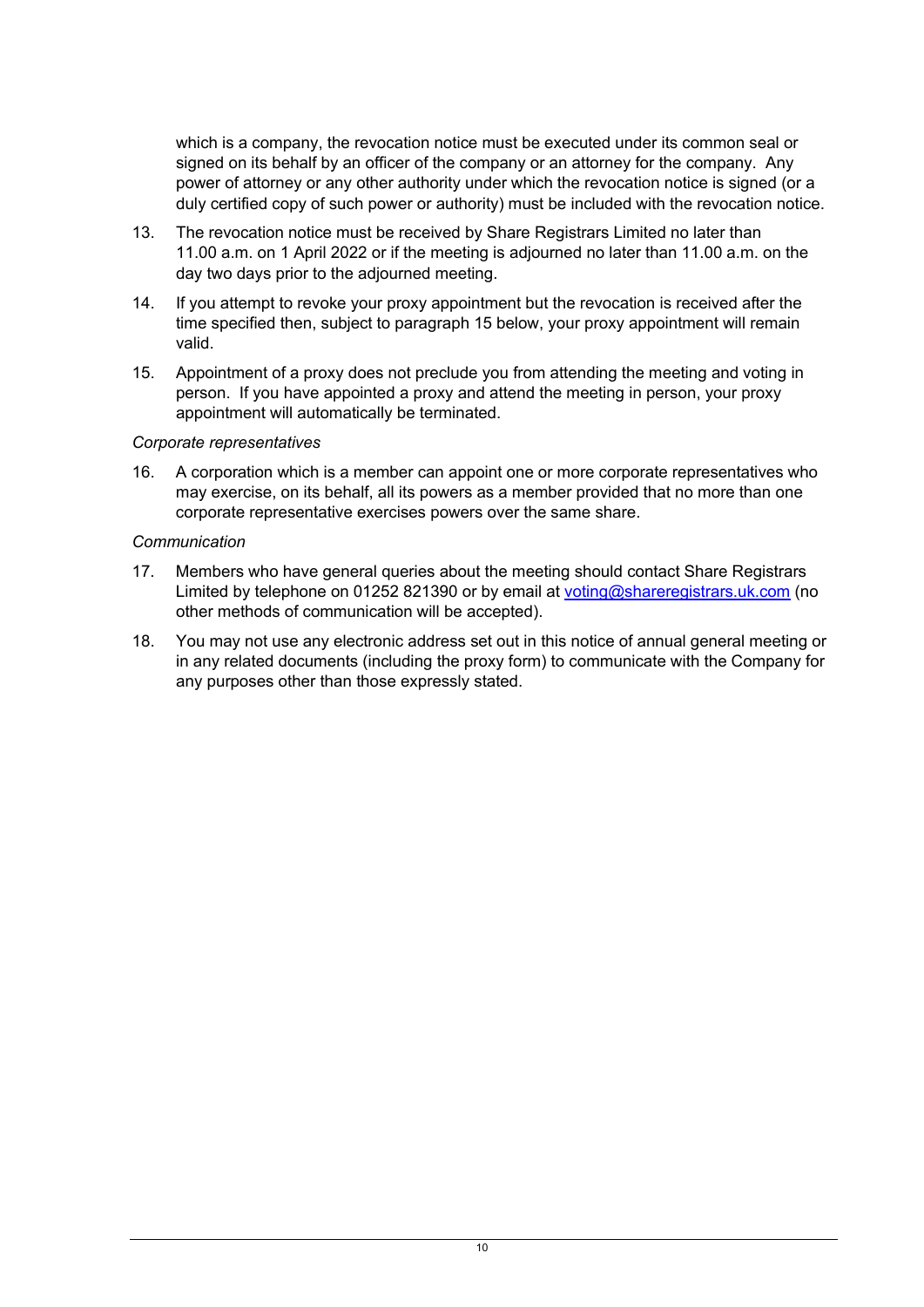which is a company, the revocation notice must be executed under its common seal or signed on its behalf by an officer of the company or an attorney for the company. Any power of attorney or any other authority under which the revocation notice is signed (or a duly certified copy of such power or authority) must be included with the revocation notice.

13. The revocation notice must be received by Share Registrars Limited no later than 11.00 a.m. on 1 April 2022 or if the meeting is adjourned no later than 11.00 a.m. on the day two days prior to the adjourned meeting.

14. If you attempt to revoke your proxy appointment but the revocation is received after the time specified then, subject to paragraph 15 below, your proxy appointment will remain valid.

15. Appointment of a proxy does not preclude you from attending the meeting and voting in person. If you have appointed a proxy and attend the meeting in person, your proxy appointment will automatically be terminated.

*Corporate representatives*

16. A corporation which is a member can appoint one or more corporate representatives who may exercise, on its behalf, all its powers as a member provided that no more than one corporate representative exercises powers over the same share.

*Communication*

17. Members who have general queries about the meeting should contact Share Registrars Limited by telephone on 01252 821390 or by email at voting@shareregistrars.uk.com (no other methods of communication will be accepted).

18. You may not use any electronic address set out in this notice of annual general meeting or in any related documents (including the proxy form) to communicate with the Company for any purposes other than those expressly stated.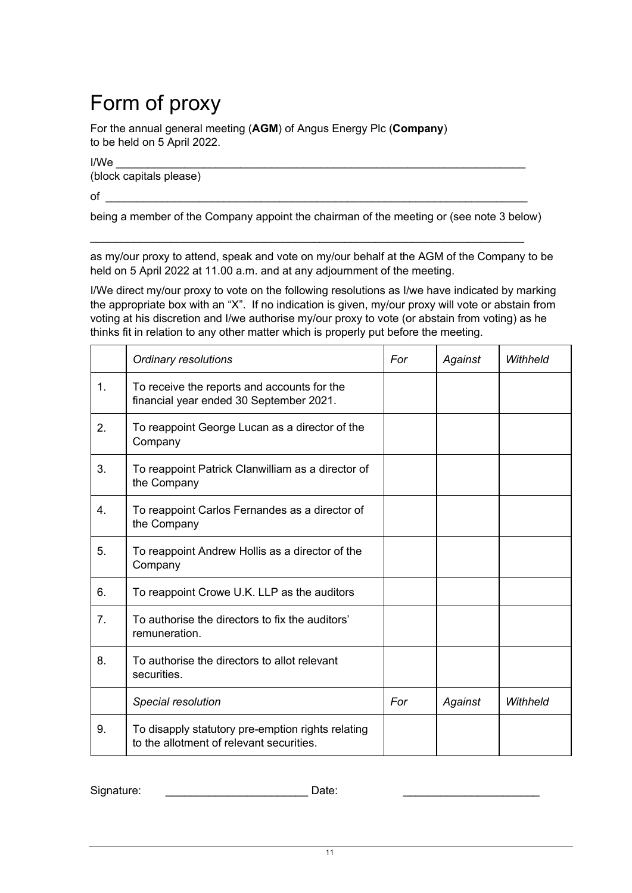# Form of proxy

For the annual general meeting (**AGM**) of Angus Energy Plc (**Company**) to be held on 5 April 2022.

I/We ______________________________________________________________________
(block capitals please)

of ______________________________________________________________________

being a member of the Company appoint the chairman of the meeting or (see note 3 below)

______________________________________________________________________

as my/our proxy to attend, speak and vote on my/our behalf at the AGM of the Company to be held on 5 April 2022 at 11.00 a.m. and at any adjournment of the meeting.

I/We direct my/our proxy to vote on the following resolutions as I/we have indicated by marking the appropriate box with an "X". If no indication is given, my/our proxy will vote or abstain from voting at his discretion and I/we authorise my/our proxy to vote (or abstain from voting) as he thinks fit in relation to any other matter which is properly put before the meeting.

| | *Ordinary resolutions* | *For* | *Against* | *Withheld* |
|---|---|---|---|---|
| 1. | To receive the reports and accounts for the financial year ended 30 September 2021. | | | |
| 2. | To reappoint George Lucan as a director of the Company | | | |
| 3. | To reappoint Patrick Clanwilliam as a director of the Company | | | |
| 4. | To reappoint Carlos Fernandes as a director of the Company | | | |
| 5. | To reappoint Andrew Hollis as a director of the Company | | | |
| 6. | To reappoint Crowe U.K. LLP as the auditors | | | |
| 7. | To authorise the directors to fix the auditors' remuneration. | | | |
| 8. | To authorise the directors to allot relevant securities. | | | |
| | *Special resolution* | *For* | *Against* | *Withheld* |
| 9. | To disapply statutory pre-emption rights relating to the allotment of relevant securities. | | | |

Signature: _______________________ Date: ______________________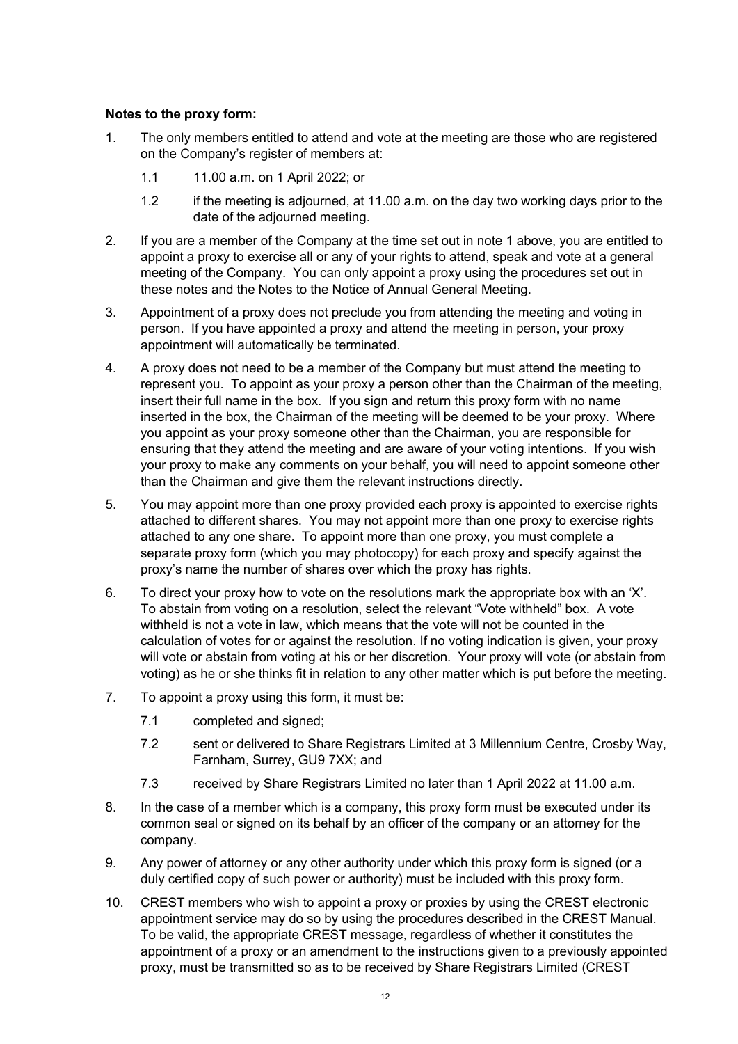**Notes to the proxy form:**

1. The only members entitled to attend and vote at the meeting are those who are registered on the Company's register of members at:

   1.1 11.00 a.m. on 1 April 2022; or

   1.2 if the meeting is adjourned, at 11.00 a.m. on the day two working days prior to the date of the adjourned meeting.

2. If you are a member of the Company at the time set out in note 1 above, you are entitled to appoint a proxy to exercise all or any of your rights to attend, speak and vote at a general meeting of the Company. You can only appoint a proxy using the procedures set out in these notes and the Notes to the Notice of Annual General Meeting.

3. Appointment of a proxy does not preclude you from attending the meeting and voting in person. If you have appointed a proxy and attend the meeting in person, your proxy appointment will automatically be terminated.

4. A proxy does not need to be a member of the Company but must attend the meeting to represent you. To appoint as your proxy a person other than the Chairman of the meeting, insert their full name in the box. If you sign and return this proxy form with no name inserted in the box, the Chairman of the meeting will be deemed to be your proxy. Where you appoint as your proxy someone other than the Chairman, you are responsible for ensuring that they attend the meeting and are aware of your voting intentions. If you wish your proxy to make any comments on your behalf, you will need to appoint someone other than the Chairman and give them the relevant instructions directly.

5. You may appoint more than one proxy provided each proxy is appointed to exercise rights attached to different shares. You may not appoint more than one proxy to exercise rights attached to any one share. To appoint more than one proxy, you must complete a separate proxy form (which you may photocopy) for each proxy and specify against the proxy's name the number of shares over which the proxy has rights.

6. To direct your proxy how to vote on the resolutions mark the appropriate box with an 'X'. To abstain from voting on a resolution, select the relevant "Vote withheld" box. A vote withheld is not a vote in law, which means that the vote will not be counted in the calculation of votes for or against the resolution. If no voting indication is given, your proxy will vote or abstain from voting at his or her discretion. Your proxy will vote (or abstain from voting) as he or she thinks fit in relation to any other matter which is put before the meeting.

7. To appoint a proxy using this form, it must be:

   7.1 completed and signed;

   7.2 sent or delivered to Share Registrars Limited at 3 Millennium Centre, Crosby Way, Farnham, Surrey, GU9 7XX; and

   7.3 received by Share Registrars Limited no later than 1 April 2022 at 11.00 a.m.

8. In the case of a member which is a company, this proxy form must be executed under its common seal or signed on its behalf by an officer of the company or an attorney for the company.

9. Any power of attorney or any other authority under which this proxy form is signed (or a duly certified copy of such power or authority) must be included with this proxy form.

10. CREST members who wish to appoint a proxy or proxies by using the CREST electronic appointment service may do so by using the procedures described in the CREST Manual. To be valid, the appropriate CREST message, regardless of whether it constitutes the appointment of a proxy or an amendment to the instructions given to a previously appointed proxy, must be transmitted so as to be received by Share Registrars Limited (CREST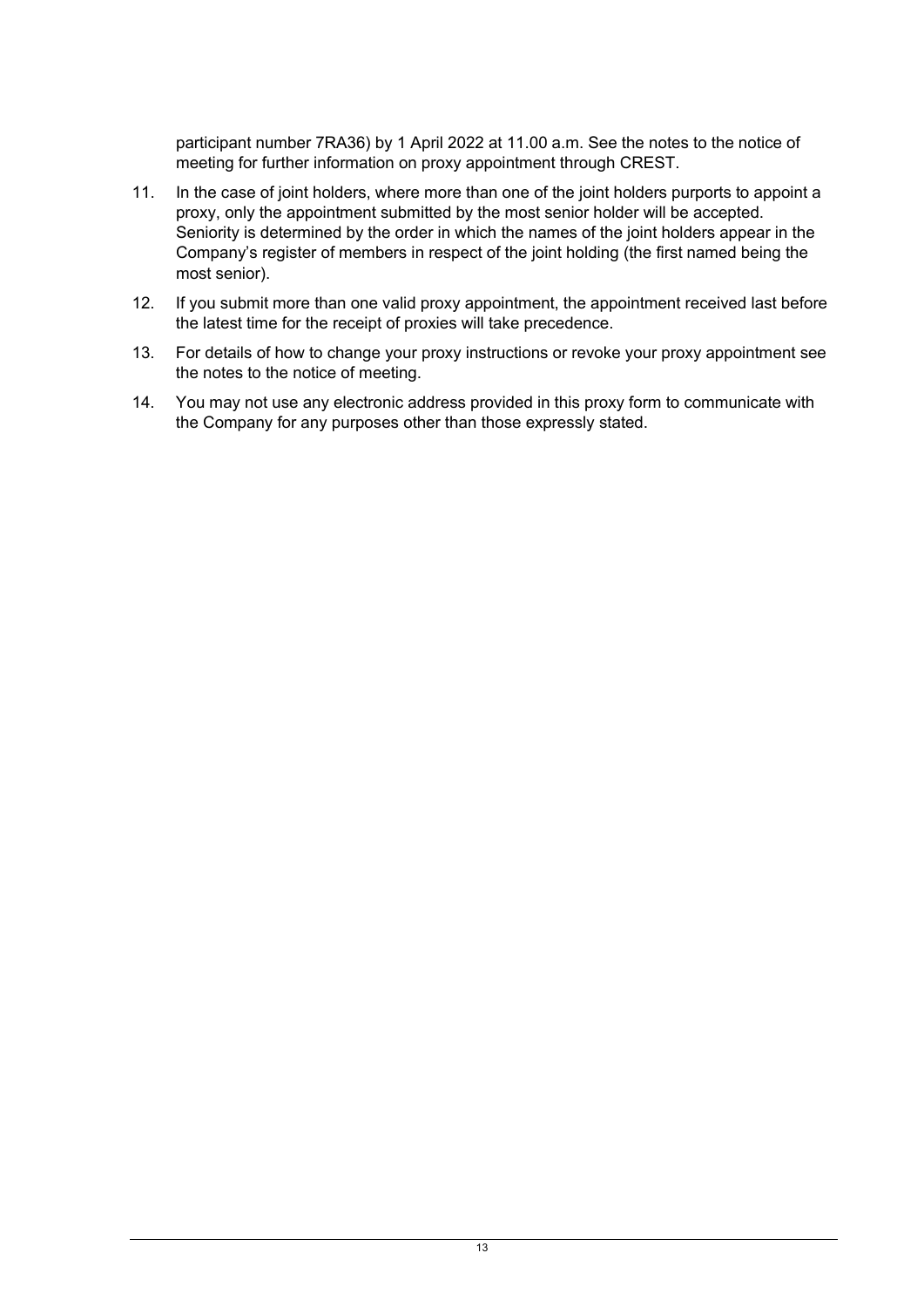participant number 7RA36) by 1 April 2022 at 11.00 a.m. See the notes to the notice of meeting for further information on proxy appointment through CREST.

11. In the case of joint holders, where more than one of the joint holders purports to appoint a proxy, only the appointment submitted by the most senior holder will be accepted. Seniority is determined by the order in which the names of the joint holders appear in the Company's register of members in respect of the joint holding (the first named being the most senior).

12. If you submit more than one valid proxy appointment, the appointment received last before the latest time for the receipt of proxies will take precedence.

13. For details of how to change your proxy instructions or revoke your proxy appointment see the notes to the notice of meeting.

14. You may not use any electronic address provided in this proxy form to communicate with the Company for any purposes other than those expressly stated.